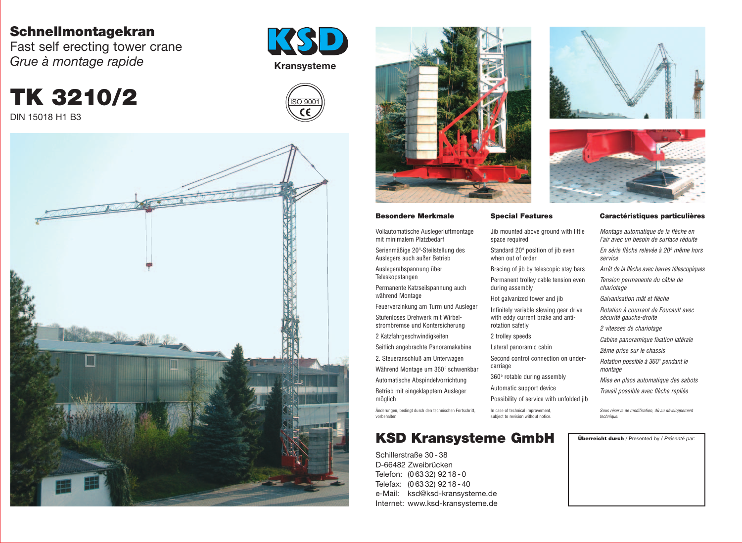# Schnellmontagekran

Fast self erecting tower crane

*Grue à montage rapide*

KSD

Kransysteme

# TK 3210/2

DIN 15018 H1 B3

ISO 9001

CE

### Besondere Merkmale

Vollautomatische Auslegerluftmontage mit minimalem Platzbedarf

Serienmäßige 20°-Steilstellung des Auslegers auch außer Betrieb

Auslegerabspannung über Teleskopstangen

Permanente Katzseilspannung auch während Montage

Feuerverzinkung am Turm und Ausleger

Stufenloses Drehwerk mit Wirbelstrombremse und Kontersicherung

2 Katzfahrgeschwindigkeiten

Seitlich angebrachte Panoramakabine

2. Steueranschluß am Unterwagen

Während Montage um 360° schwenkbar

Automatische Abspindelvorrichtung

Betrieb mit eingeklapptem Ausleger möglich

Änderungen, bedingt durch den technischen Fortschritt, vorbehalten

### Special Features

Jib mounted above ground with little space required

Standard 20° position of jib even when out of order

Bracing of jib by telescopic stay bars

Permanent trolley cable tension even during assembly

Hot galvanized tower and jib

Infinitely variable slewing gear drive with eddy current brake and anti-rotation safetly

2 trolley speeds

Lateral panoramic cabin

Second control connection on undercarriage

360° rotable during assembly

Automatic support device

Possibility of service with unfolded jib

In case of technical improvement, subject to revision without notice.

### Caractéristiques particulières

*Montage automatique de la flèche en l'air avec un besoin de surface réduite*

*En série flèche relevée à 20° même hors service*

*Arrêt de la flèche avec barres télescopiques*

*Tension permanente du câble de chariotage*

*Galvanisation mât et flèche*

*Rotation à courrant de Foucault avec sécurité gauche-droite*

*2 vitesses de chariotage*

*Cabine panoramique fixation latérale*

*2ème prise sur le chassis*

*Rotation possible à 360° pendant le montage*

*Mise en place automatique des sabots*

*Travail possible avec flèche repliée*

*Sous réserve de modification, dû au développement technique.*

## KSD Kransysteme GmbH

Schillerstraße 30 - 38
D-66482 Zweibrücken
Telefon: (0 63 32) 92 18 - 0
Telefax: (0 63 32) 92 18 - 40
e-Mail: ksd@ksd-kransysteme.de
Internet: www.ksd-kransysteme.de

**Überreicht durch** / Presented by / *Présenté par:*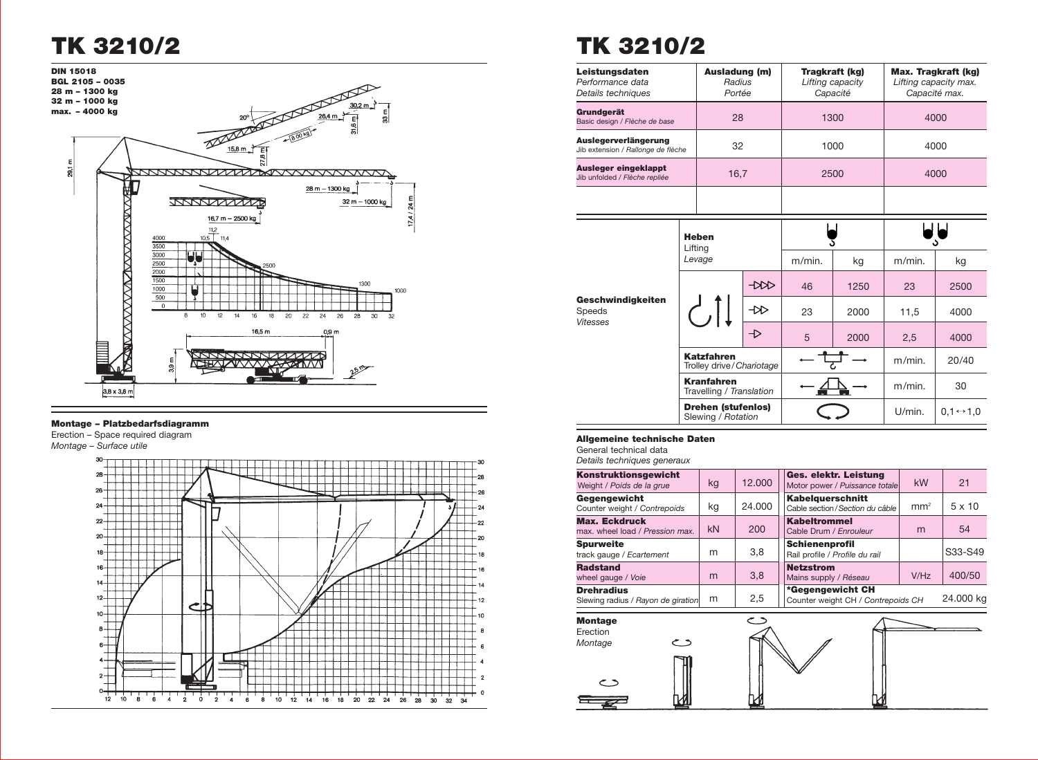# TK 3210/2

DIN 15018
BGL 2105 – 0035
28 m – 1300 kg
32 m – 1000 kg
max. – 4000 kg

20°
30,2 m
26,4 m
8.00 kg
31,6 m
33 m
15,8 m
27,8 m
29,1 m
28 m – 1300 kg
32 m – 1000 kg
17,4 / 24 m
16,7 m – 2500 kg
11,2
10,5
11,4
4000
3500
3000
2500
2000
1500
1000
500
0
2500
1300
1000
8 10 12 14 16 18 20 22 24 26 28 30 32
16,5 m
0,9 m
3,9 m
2,5 m
3,8 x 3,8 m

**Montage – Platzbedarfsdiagramm**
Erection – Space required diagram
*Montage – Surface utile*

30
28
26
24
22
20
18
16
14
12
10
8
6
4
2
0
12 10 8 6 4 2 0 2 4 6 8 10 12 14 16 18 20 22 24 26 28 30 32 34

# TK 3210/2

| **Leistungsdaten** Performance data *Details techniques* | **Ausladung (m)** *Radius* *Portée* | **Tragkraft (kg)** *Lifting capacity* *Capacité* | **Max. Tragkraft (kg)** *Lifting capacity max.* *Capacité max.* |
|---|---|---|---|
| **Grundgerät** Basic design / *Flèche de base* | 28 | 1300 | 4000 |
| **Auslegerverlängerung** Jib extension / *Rallonge de flèche* | 32 | 1000 | 4000 |
| **Ausleger eingeklappt** Jib unfolded / *Flèche repliée* | 16,7 | 2500 | 4000 |
| | | | |

| | | | | | | |
|---|---|---|---|---|---|---|
| **Geschwindigkeiten** Speeds *Vitesses* | **Heben** Lifting *Levage* | | m/min. | kg | m/min. | kg |
| | | ⊳⊳⊳ | 46 | 1250 | 23 | 2500 |
| | | ⊳⊳ | 23 | 2000 | 11,5 | 4000 |
| | | ⊳ | 5 | 2000 | 2,5 | 4000 |
| | **Katzfahren** Trolley drive / *Chariotage* | | | | m/min. | 20/40 |
| | **Kranfahren** Travelling / *Translation* | | | | m/min. | 30 |
| | **Drehen (stufenlos)** Slewing / *Rotation* | | | | U/min. | 0,1↔1,0 |

**Allgemeine technische Daten**
General technical data
*Details techniques generaux*

| | | | | | |
|---|---|---|---|---|---|
| **Konstruktionsgewicht** Weight / *Poids de la grue* | kg | 12.000 | **Ges. elektr. Leistung** Motor power / *Puissance totale* | kW | 21 |
| **Gegengewicht** Counter weight / *Contrepoids* | kg | 24.000 | **Kabelquerschnitt** Cable section / *Section du câble* | mm² | 5 x 10 |
| **Max. Eckdruck** max. wheel load / *Pression max.* | kN | 200 | **Kabeltrommel** Cable Drum / *Enrouleur* | m | 54 |
| **Spurweite** track gauge / *Ecartement* | m | 3,8 | **Schienenprofil** Rail profile / *Profile du rail* | | S33-S49 |
| **Radstand** wheel gauge / *Voie* | m | 3,8 | **Netzstrom** Mains supply / *Réseau* | V/Hz | 400/50 |
| **Drehradius** Slewing radius / *Rayon de giration* | m | 2,5 | ***Gegengewicht CH** Counter weight CH / *Contrepoids CH* | | 24.000 kg |

**Montage**
Erection
*Montage*